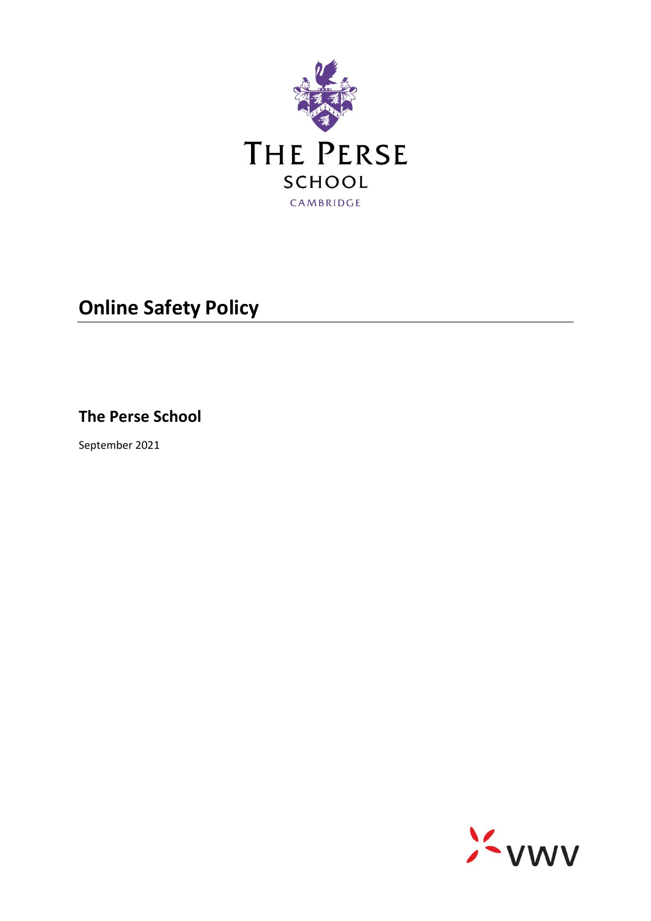THE PERSE

SCHOOL

CAMBRIDGE

# Online Safety Policy

## The Perse School

September 2021

VWV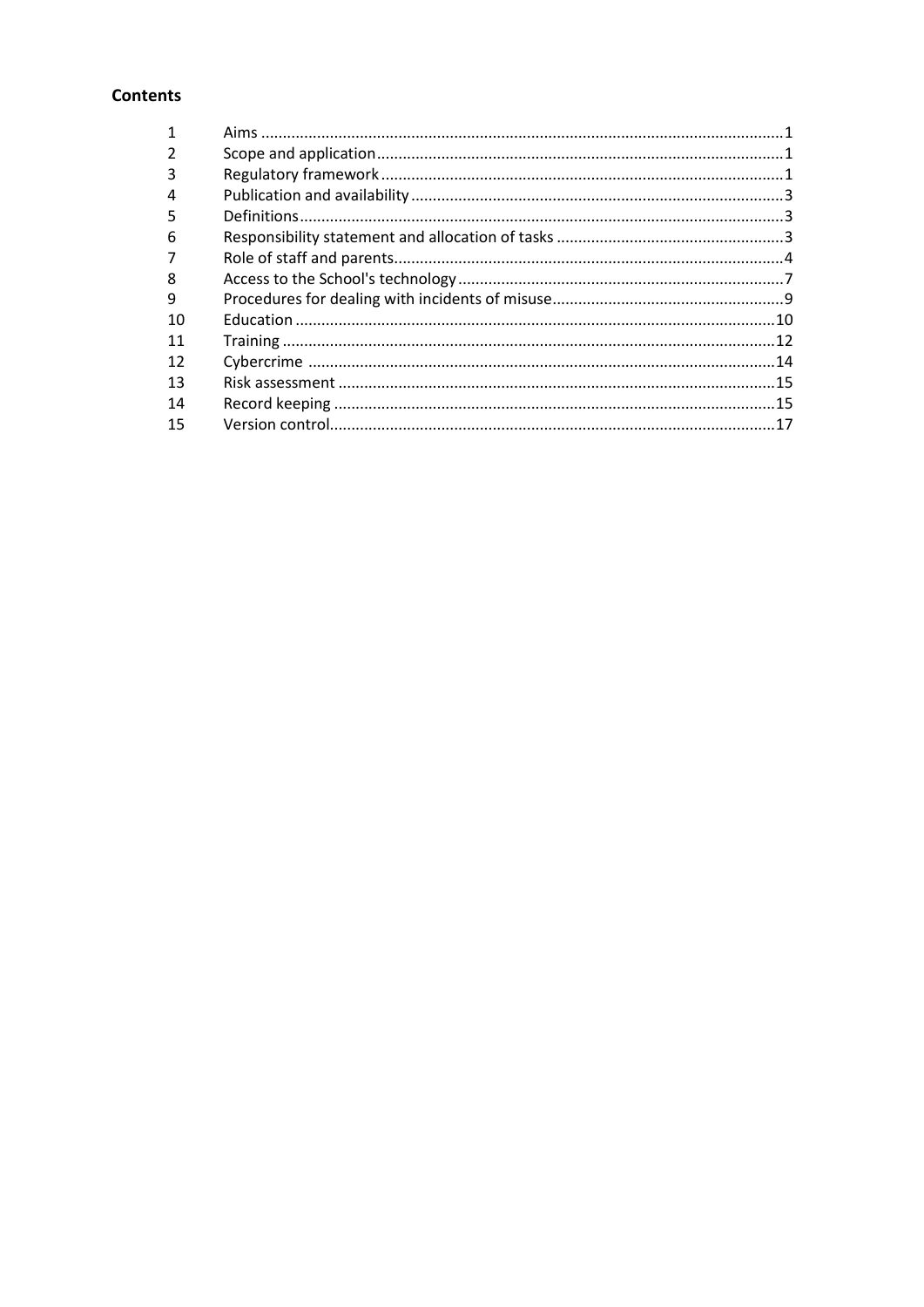**Contents**

| | | |
|---|---|---|
| 1 | Aims | 1 |
| 2 | Scope and application | 1 |
| 3 | Regulatory framework | 1 |
| 4 | Publication and availability | 3 |
| 5 | Definitions | 3 |
| 6 | Responsibility statement and allocation of tasks | 3 |
| 7 | Role of staff and parents | 4 |
| 8 | Access to the School's technology | 7 |
| 9 | Procedures for dealing with incidents of misuse | 9 |
| 10 | Education | 10 |
| 11 | Training | 12 |
| 12 | Cybercrime | 14 |
| 13 | Risk assessment | 15 |
| 14 | Record keeping | 15 |
| 15 | Version control | 17 |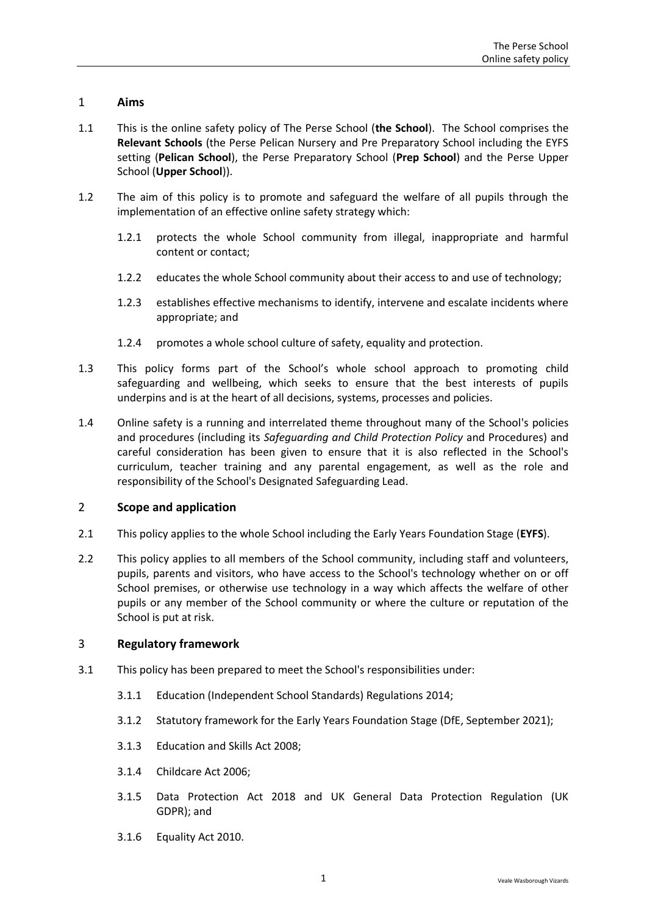## 1 Aims

1.1 This is the online safety policy of The Perse School (**the School**). The School comprises the **Relevant Schools** (the Perse Pelican Nursery and Pre Preparatory School including the EYFS setting (**Pelican School**), the Perse Preparatory School (**Prep School**) and the Perse Upper School (**Upper School**)).

1.2 The aim of this policy is to promote and safeguard the welfare of all pupils through the implementation of an effective online safety strategy which:

1.2.1 protects the whole School community from illegal, inappropriate and harmful content or contact;

1.2.2 educates the whole School community about their access to and use of technology;

1.2.3 establishes effective mechanisms to identify, intervene and escalate incidents where appropriate; and

1.2.4 promotes a whole school culture of safety, equality and protection.

1.3 This policy forms part of the School's whole school approach to promoting child safeguarding and wellbeing, which seeks to ensure that the best interests of pupils underpins and is at the heart of all decisions, systems, processes and policies.

1.4 Online safety is a running and interrelated theme throughout many of the School's policies and procedures (including its *Safeguarding and Child Protection Policy* and Procedures) and careful consideration has been given to ensure that it is also reflected in the School's curriculum, teacher training and any parental engagement, as well as the role and responsibility of the School's Designated Safeguarding Lead.

## 2 Scope and application

2.1 This policy applies to the whole School including the Early Years Foundation Stage (**EYFS**).

2.2 This policy applies to all members of the School community, including staff and volunteers, pupils, parents and visitors, who have access to the School's technology whether on or off School premises, or otherwise use technology in a way which affects the welfare of other pupils or any member of the School community or where the culture or reputation of the School is put at risk.

## 3 Regulatory framework

3.1 This policy has been prepared to meet the School's responsibilities under:

3.1.1 Education (Independent School Standards) Regulations 2014;

3.1.2 Statutory framework for the Early Years Foundation Stage (DfE, September 2021);

3.1.3 Education and Skills Act 2008;

3.1.4 Childcare Act 2006;

3.1.5 Data Protection Act 2018 and UK General Data Protection Regulation (UK GDPR); and

3.1.6 Equality Act 2010.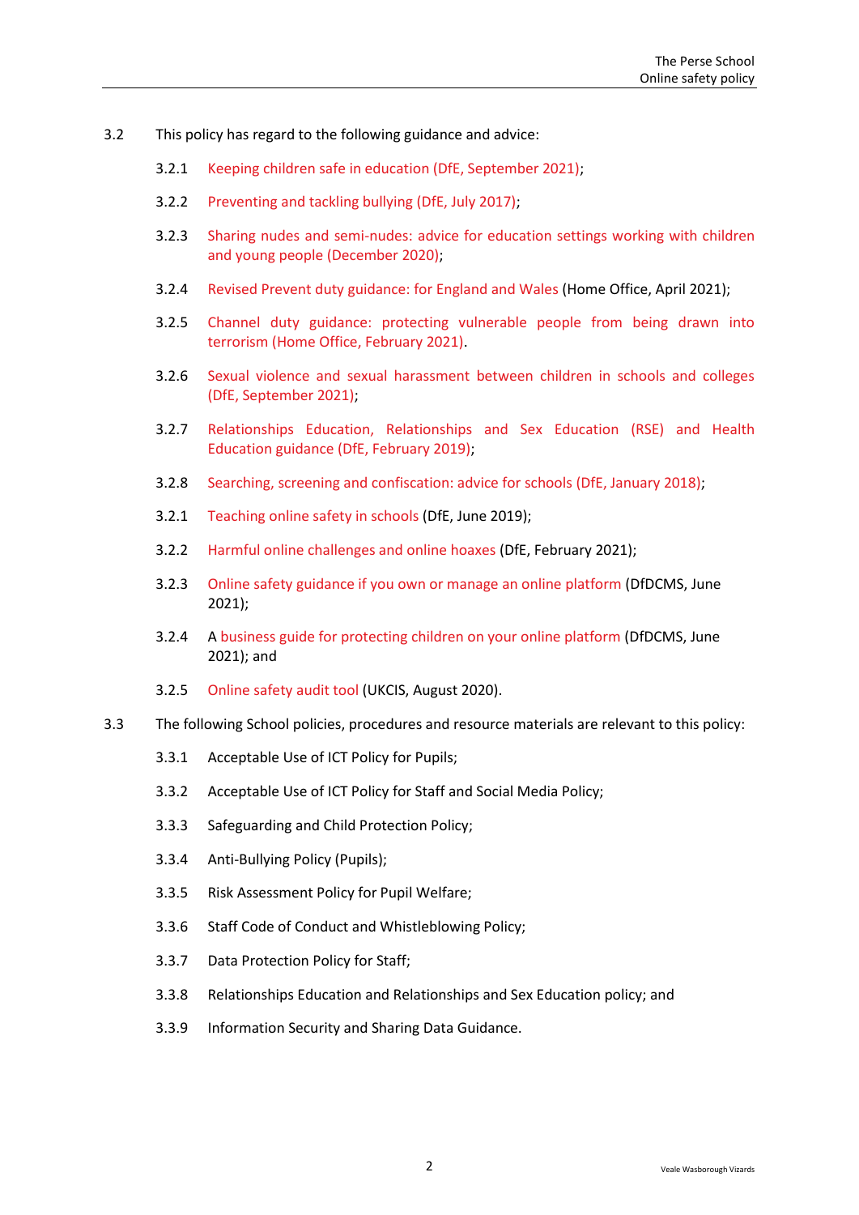3.2 This policy has regard to the following guidance and advice:

3.2.1 Keeping children safe in education (DfE, September 2021);

3.2.2 Preventing and tackling bullying (DfE, July 2017);

3.2.3 Sharing nudes and semi-nudes: advice for education settings working with children and young people (December 2020);

3.2.4 Revised Prevent duty guidance: for England and Wales (Home Office, April 2021);

3.2.5 Channel duty guidance: protecting vulnerable people from being drawn into terrorism (Home Office, February 2021).

3.2.6 Sexual violence and sexual harassment between children in schools and colleges (DfE, September 2021);

3.2.7 Relationships Education, Relationships and Sex Education (RSE) and Health Education guidance (DfE, February 2019);

3.2.8 Searching, screening and confiscation: advice for schools (DfE, January 2018);

3.2.1 Teaching online safety in schools (DfE, June 2019);

3.2.2 Harmful online challenges and online hoaxes (DfE, February 2021);

3.2.3 Online safety guidance if you own or manage an online platform (DfDCMS, June 2021);

3.2.4 A business guide for protecting children on your online platform (DfDCMS, June 2021); and

3.2.5 Online safety audit tool (UKCIS, August 2020).

3.3 The following School policies, procedures and resource materials are relevant to this policy:

3.3.1 Acceptable Use of ICT Policy for Pupils;

3.3.2 Acceptable Use of ICT Policy for Staff and Social Media Policy;

3.3.3 Safeguarding and Child Protection Policy;

3.3.4 Anti-Bullying Policy (Pupils);

3.3.5 Risk Assessment Policy for Pupil Welfare;

3.3.6 Staff Code of Conduct and Whistleblowing Policy;

3.3.7 Data Protection Policy for Staff;

3.3.8 Relationships Education and Relationships and Sex Education policy; and

3.3.9 Information Security and Sharing Data Guidance.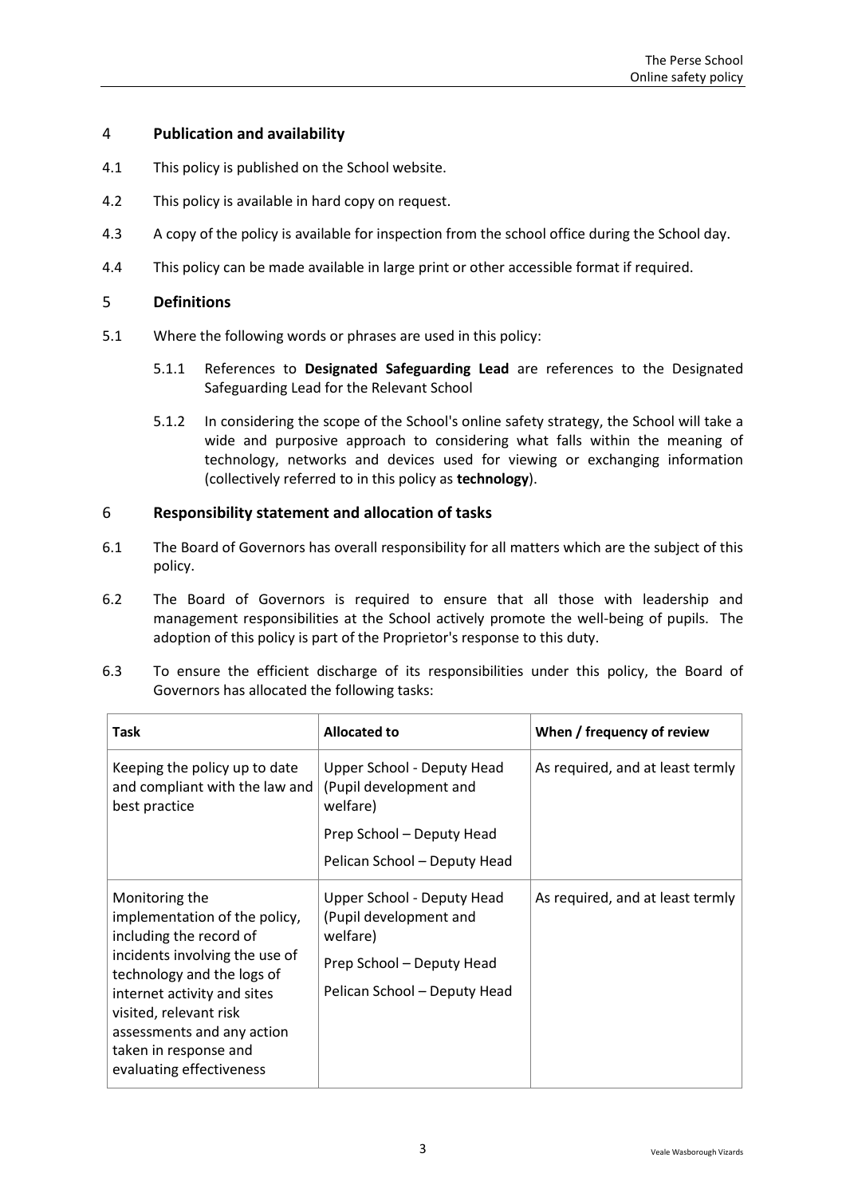## 4 Publication and availability

4.1 This policy is published on the School website.

4.2 This policy is available in hard copy on request.

4.3 A copy of the policy is available for inspection from the school office during the School day.

4.4 This policy can be made available in large print or other accessible format if required.

## 5 Definitions

5.1 Where the following words or phrases are used in this policy:

5.1.1 References to **Designated Safeguarding Lead** are references to the Designated Safeguarding Lead for the Relevant School

5.1.2 In considering the scope of the School's online safety strategy, the School will take a wide and purposive approach to considering what falls within the meaning of technology, networks and devices used for viewing or exchanging information (collectively referred to in this policy as **technology**).

## 6 Responsibility statement and allocation of tasks

6.1 The Board of Governors has overall responsibility for all matters which are the subject of this policy.

6.2 The Board of Governors is required to ensure that all those with leadership and management responsibilities at the School actively promote the well-being of pupils. The adoption of this policy is part of the Proprietor's response to this duty.

6.3 To ensure the efficient discharge of its responsibilities under this policy, the Board of Governors has allocated the following tasks:

| Task | Allocated to | When / frequency of review |
|---|---|---|
| Keeping the policy up to date and compliant with the law and best practice | Upper School - Deputy Head (Pupil development and welfare)<br>Prep School – Deputy Head<br>Pelican School – Deputy Head | As required, and at least termly |
| Monitoring the implementation of the policy, including the record of incidents involving the use of technology and the logs of internet activity and sites visited, relevant risk assessments and any action taken in response and evaluating effectiveness | Upper School - Deputy Head (Pupil development and welfare)<br>Prep School – Deputy Head<br>Pelican School – Deputy Head | As required, and at least termly |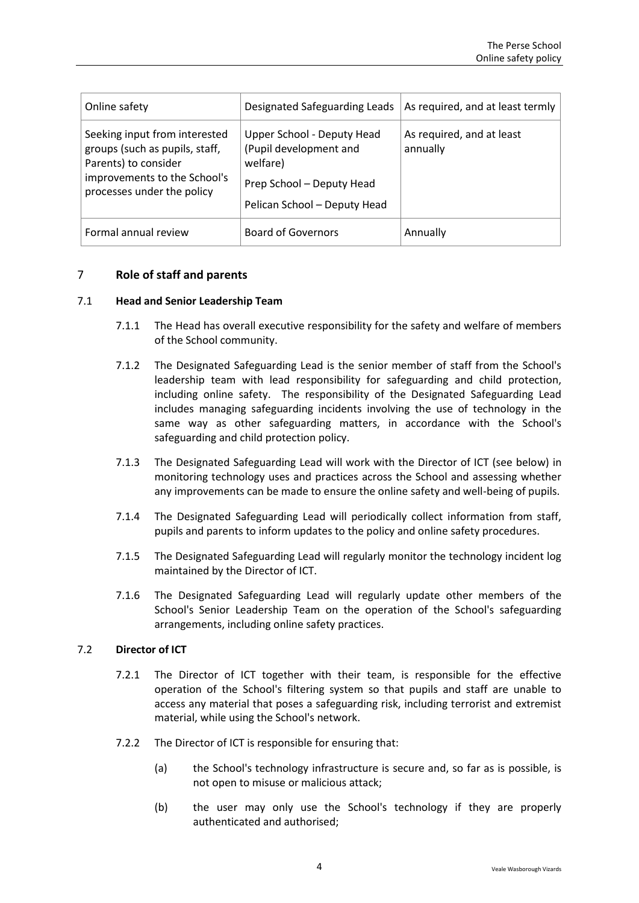| Online safety | Designated Safeguarding Leads | As required, and at least termly |
| --- | --- | --- |
| Seeking input from interested groups (such as pupils, staff, Parents) to consider improvements to the School's processes under the policy | Upper School - Deputy Head (Pupil development and welfare)<br><br>Prep School – Deputy Head<br><br>Pelican School – Deputy Head | As required, and at least annually |
| Formal annual review | Board of Governors | Annually |

## 7 Role of staff and parents

### 7.1 Head and Senior Leadership Team

7.1.1 The Head has overall executive responsibility for the safety and welfare of members of the School community.

7.1.2 The Designated Safeguarding Lead is the senior member of staff from the School's leadership team with lead responsibility for safeguarding and child protection, including online safety. The responsibility of the Designated Safeguarding Lead includes managing safeguarding incidents involving the use of technology in the same way as other safeguarding matters, in accordance with the School's safeguarding and child protection policy.

7.1.3 The Designated Safeguarding Lead will work with the Director of ICT (see below) in monitoring technology uses and practices across the School and assessing whether any improvements can be made to ensure the online safety and well-being of pupils.

7.1.4 The Designated Safeguarding Lead will periodically collect information from staff, pupils and parents to inform updates to the policy and online safety procedures.

7.1.5 The Designated Safeguarding Lead will regularly monitor the technology incident log maintained by the Director of ICT.

7.1.6 The Designated Safeguarding Lead will regularly update other members of the School's Senior Leadership Team on the operation of the School's safeguarding arrangements, including online safety practices.

### 7.2 Director of ICT

7.2.1 The Director of ICT together with their team, is responsible for the effective operation of the School's filtering system so that pupils and staff are unable to access any material that poses a safeguarding risk, including terrorist and extremist material, while using the School's network.

7.2.2 The Director of ICT is responsible for ensuring that:

(a) the School's technology infrastructure is secure and, so far as is possible, is not open to misuse or malicious attack;

(b) the user may only use the School's technology if they are properly authenticated and authorised;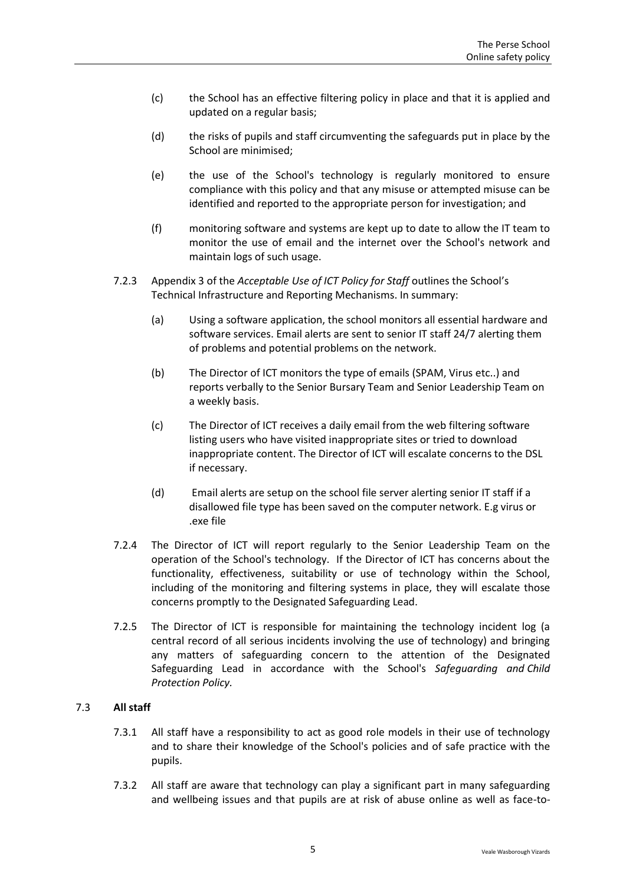(c) the School has an effective filtering policy in place and that it is applied and updated on a regular basis;

(d) the risks of pupils and staff circumventing the safeguards put in place by the School are minimised;

(e) the use of the School's technology is regularly monitored to ensure compliance with this policy and that any misuse or attempted misuse can be identified and reported to the appropriate person for investigation; and

(f) monitoring software and systems are kept up to date to allow the IT team to monitor the use of email and the internet over the School's network and maintain logs of such usage.

7.2.3 Appendix 3 of the *Acceptable Use of ICT Policy for Staff* outlines the School's Technical Infrastructure and Reporting Mechanisms. In summary:

(a) Using a software application, the school monitors all essential hardware and software services. Email alerts are sent to senior IT staff 24/7 alerting them of problems and potential problems on the network.

(b) The Director of ICT monitors the type of emails (SPAM, Virus etc..) and reports verbally to the Senior Bursary Team and Senior Leadership Team on a weekly basis.

(c) The Director of ICT receives a daily email from the web filtering software listing users who have visited inappropriate sites or tried to download inappropriate content. The Director of ICT will escalate concerns to the DSL if necessary.

(d) Email alerts are setup on the school file server alerting senior IT staff if a disallowed file type has been saved on the computer network. E.g virus or .exe file

7.2.4 The Director of ICT will report regularly to the Senior Leadership Team on the operation of the School's technology. If the Director of ICT has concerns about the functionality, effectiveness, suitability or use of technology within the School, including of the monitoring and filtering systems in place, they will escalate those concerns promptly to the Designated Safeguarding Lead.

7.2.5 The Director of ICT is responsible for maintaining the technology incident log (a central record of all serious incidents involving the use of technology) and bringing any matters of safeguarding concern to the attention of the Designated Safeguarding Lead in accordance with the School's *Safeguarding and Child Protection Policy.*

## 7.3 All staff

7.3.1 All staff have a responsibility to act as good role models in their use of technology and to share their knowledge of the School's policies and of safe practice with the pupils.

7.3.2 All staff are aware that technology can play a significant part in many safeguarding and wellbeing issues and that pupils are at risk of abuse online as well as face-to-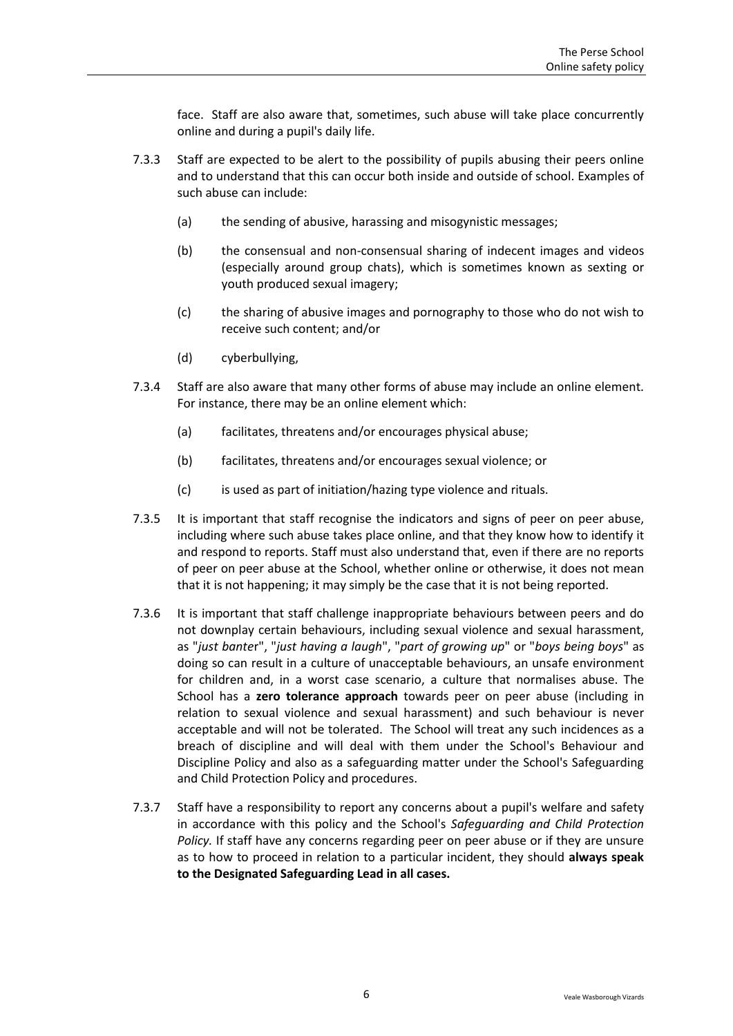face. Staff are also aware that, sometimes, such abuse will take place concurrently online and during a pupil's daily life.

7.3.3 Staff are expected to be alert to the possibility of pupils abusing their peers online and to understand that this can occur both inside and outside of school. Examples of such abuse can include:

(a) the sending of abusive, harassing and misogynistic messages;

(b) the consensual and non-consensual sharing of indecent images and videos (especially around group chats), which is sometimes known as sexting or youth produced sexual imagery;

(c) the sharing of abusive images and pornography to those who do not wish to receive such content; and/or

(d) cyberbullying,

7.3.4 Staff are also aware that many other forms of abuse may include an online element. For instance, there may be an online element which:

(a) facilitates, threatens and/or encourages physical abuse;

(b) facilitates, threatens and/or encourages sexual violence; or

(c) is used as part of initiation/hazing type violence and rituals.

7.3.5 It is important that staff recognise the indicators and signs of peer on peer abuse, including where such abuse takes place online, and that they know how to identify it and respond to reports. Staff must also understand that, even if there are no reports of peer on peer abuse at the School, whether online or otherwise, it does not mean that it is not happening; it may simply be the case that it is not being reported.

7.3.6 It is important that staff challenge inappropriate behaviours between peers and do not downplay certain behaviours, including sexual violence and sexual harassment, as "*just banter*", "*just having a laugh*", "*part of growing up*" or "*boys being boys*" as doing so can result in a culture of unacceptable behaviours, an unsafe environment for children and, in a worst case scenario, a culture that normalises abuse. The School has a **zero tolerance approach** towards peer on peer abuse (including in relation to sexual violence and sexual harassment) and such behaviour is never acceptable and will not be tolerated. The School will treat any such incidences as a breach of discipline and will deal with them under the School's Behaviour and Discipline Policy and also as a safeguarding matter under the School's Safeguarding and Child Protection Policy and procedures.

7.3.7 Staff have a responsibility to report any concerns about a pupil's welfare and safety in accordance with this policy and the School's *Safeguarding and Child Protection Policy.* If staff have any concerns regarding peer on peer abuse or if they are unsure as to how to proceed in relation to a particular incident, they should **always speak to the Designated Safeguarding Lead in all cases.**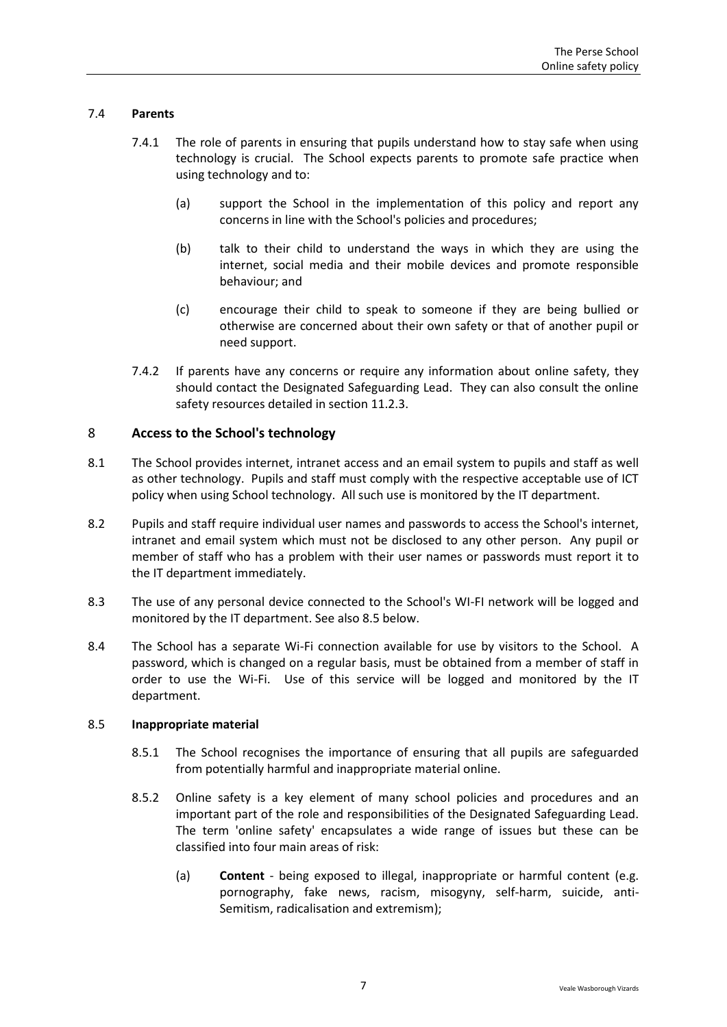### 7.4 **Parents**

7.4.1 The role of parents in ensuring that pupils understand how to stay safe when using technology is crucial. The School expects parents to promote safe practice when using technology and to:

(a) support the School in the implementation of this policy and report any concerns in line with the School's policies and procedures;

(b) talk to their child to understand the ways in which they are using the internet, social media and their mobile devices and promote responsible behaviour; and

(c) encourage their child to speak to someone if they are being bullied or otherwise are concerned about their own safety or that of another pupil or need support.

7.4.2 If parents have any concerns or require any information about online safety, they should contact the Designated Safeguarding Lead. They can also consult the online safety resources detailed in section 11.2.3.

## 8 **Access to the School's technology**

8.1 The School provides internet, intranet access and an email system to pupils and staff as well as other technology. Pupils and staff must comply with the respective acceptable use of ICT policy when using School technology. All such use is monitored by the IT department.

8.2 Pupils and staff require individual user names and passwords to access the School's internet, intranet and email system which must not be disclosed to any other person. Any pupil or member of staff who has a problem with their user names or passwords must report it to the IT department immediately.

8.3 The use of any personal device connected to the School's WI-FI network will be logged and monitored by the IT department. See also 8.5 below.

8.4 The School has a separate Wi-Fi connection available for use by visitors to the School. A password, which is changed on a regular basis, must be obtained from a member of staff in order to use the Wi-Fi. Use of this service will be logged and monitored by the IT department.

### 8.5 **Inappropriate material**

8.5.1 The School recognises the importance of ensuring that all pupils are safeguarded from potentially harmful and inappropriate material online.

8.5.2 Online safety is a key element of many school policies and procedures and an important part of the role and responsibilities of the Designated Safeguarding Lead. The term 'online safety' encapsulates a wide range of issues but these can be classified into four main areas of risk:

(a) **Content** - being exposed to illegal, inappropriate or harmful content (e.g. pornography, fake news, racism, misogyny, self-harm, suicide, anti-Semitism, radicalisation and extremism);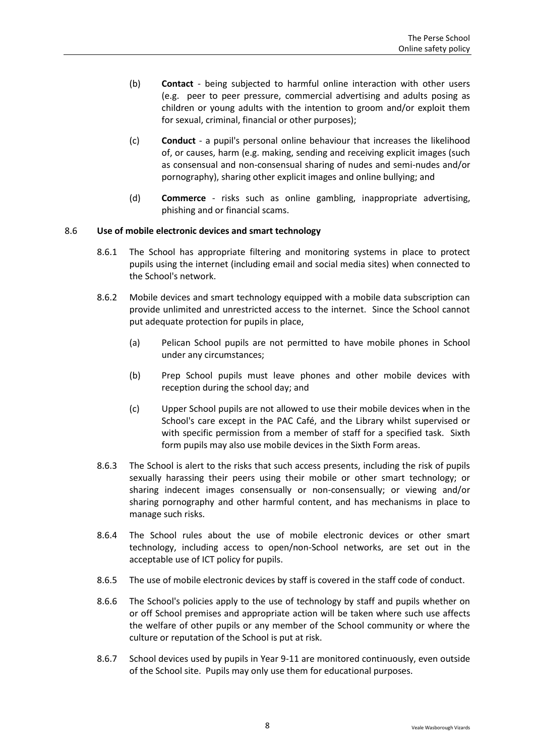(b) **Contact** - being subjected to harmful online interaction with other users (e.g. peer to peer pressure, commercial advertising and adults posing as children or young adults with the intention to groom and/or exploit them for sexual, criminal, financial or other purposes);

(c) **Conduct** - a pupil's personal online behaviour that increases the likelihood of, or causes, harm (e.g. making, sending and receiving explicit images (such as consensual and non-consensual sharing of nudes and semi-nudes and/or pornography), sharing other explicit images and online bullying; and

(d) **Commerce** - risks such as online gambling, inappropriate advertising, phishing and or financial scams.

8.6 **Use of mobile electronic devices and smart technology**

8.6.1 The School has appropriate filtering and monitoring systems in place to protect pupils using the internet (including email and social media sites) when connected to the School's network.

8.6.2 Mobile devices and smart technology equipped with a mobile data subscription can provide unlimited and unrestricted access to the internet. Since the School cannot put adequate protection for pupils in place,

(a) Pelican School pupils are not permitted to have mobile phones in School under any circumstances;

(b) Prep School pupils must leave phones and other mobile devices with reception during the school day; and

(c) Upper School pupils are not allowed to use their mobile devices when in the School's care except in the PAC Café, and the Library whilst supervised or with specific permission from a member of staff for a specified task. Sixth form pupils may also use mobile devices in the Sixth Form areas.

8.6.3 The School is alert to the risks that such access presents, including the risk of pupils sexually harassing their peers using their mobile or other smart technology; or sharing indecent images consensually or non-consensually; or viewing and/or sharing pornography and other harmful content, and has mechanisms in place to manage such risks.

8.6.4 The School rules about the use of mobile electronic devices or other smart technology, including access to open/non-School networks, are set out in the acceptable use of ICT policy for pupils.

8.6.5 The use of mobile electronic devices by staff is covered in the staff code of conduct.

8.6.6 The School's policies apply to the use of technology by staff and pupils whether on or off School premises and appropriate action will be taken where such use affects the welfare of other pupils or any member of the School community or where the culture or reputation of the School is put at risk.

8.6.7 School devices used by pupils in Year 9-11 are monitored continuously, even outside of the School site. Pupils may only use them for educational purposes.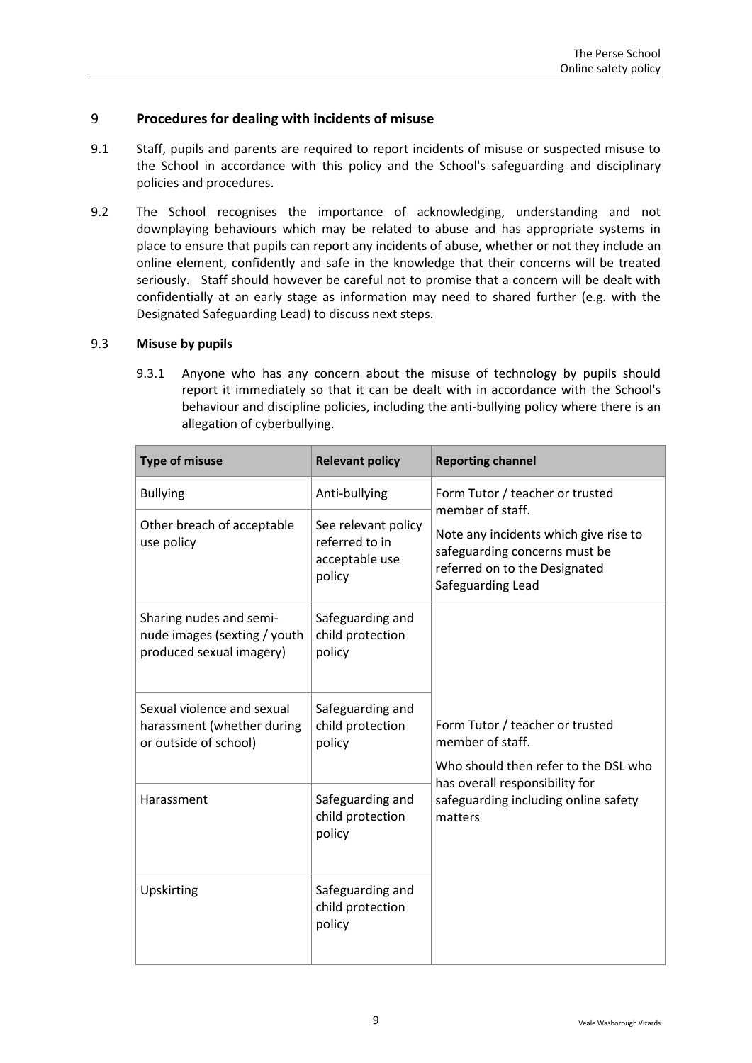## 9 Procedures for dealing with incidents of misuse

9.1 Staff, pupils and parents are required to report incidents of misuse or suspected misuse to the School in accordance with this policy and the School's safeguarding and disciplinary policies and procedures.

9.2 The School recognises the importance of acknowledging, understanding and not downplaying behaviours which may be related to abuse and has appropriate systems in place to ensure that pupils can report any incidents of abuse, whether or not they include an online element, confidently and safe in the knowledge that their concerns will be treated seriously. Staff should however be careful not to promise that a concern will be dealt with confidentially at an early stage as information may need to shared further (e.g. with the Designated Safeguarding Lead) to discuss next steps.

### 9.3 Misuse by pupils

9.3.1 Anyone who has any concern about the misuse of technology by pupils should report it immediately so that it can be dealt with in accordance with the School's behaviour and discipline policies, including the anti-bullying policy where there is an allegation of cyberbullying.

| Type of misuse | Relevant policy | Reporting channel |
|---|---|---|
| Bullying | Anti-bullying | Form Tutor / teacher or trusted member of staff.<br><br>Note any incidents which give rise to safeguarding concerns must be referred on to the Designated Safeguarding Lead |
| Other breach of acceptable use policy | See relevant policy referred to in acceptable use policy | |
| Sharing nudes and semi-nude images (sexting / youth produced sexual imagery) | Safeguarding and child protection policy | Form Tutor / teacher or trusted member of staff.<br><br>Who should then refer to the DSL who has overall responsibility for safeguarding including online safety matters |
| Sexual violence and sexual harassment (whether during or outside of school) | Safeguarding and child protection policy | |
| Harassment | Safeguarding and child protection policy | |
| Upskirting | Safeguarding and child protection policy | |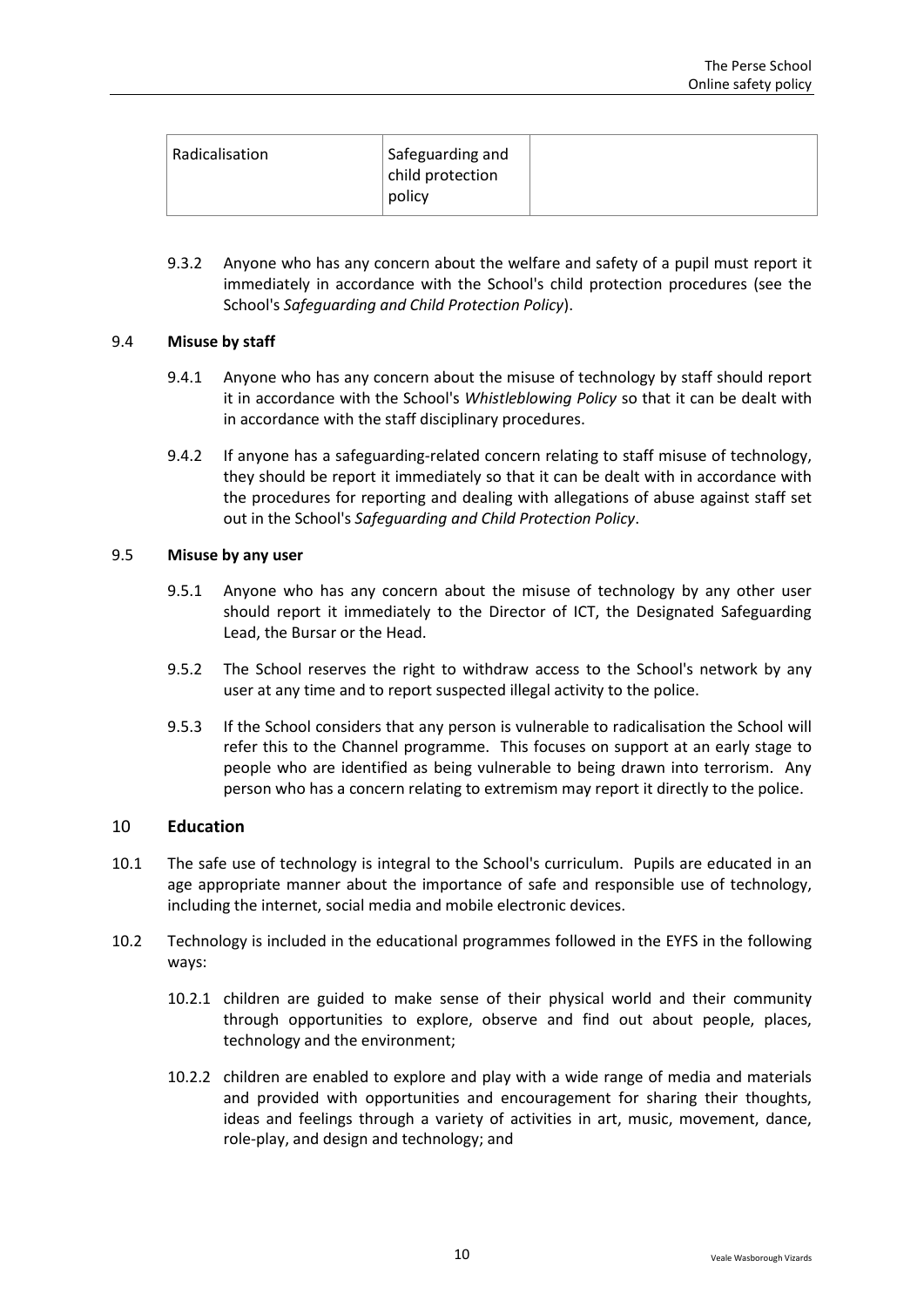| Radicalisation | Safeguarding and child protection policy | |
|---|---|---|

9.3.2 Anyone who has any concern about the welfare and safety of a pupil must report it immediately in accordance with the School's child protection procedures (see the School's *Safeguarding and Child Protection Policy*).

9.4 **Misuse by staff**

9.4.1 Anyone who has any concern about the misuse of technology by staff should report it in accordance with the School's *Whistleblowing Policy* so that it can be dealt with in accordance with the staff disciplinary procedures.

9.4.2 If anyone has a safeguarding-related concern relating to staff misuse of technology, they should be report it immediately so that it can be dealt with in accordance with the procedures for reporting and dealing with allegations of abuse against staff set out in the School's *Safeguarding and Child Protection Policy*.

9.5 **Misuse by any user**

9.5.1 Anyone who has any concern about the misuse of technology by any other user should report it immediately to the Director of ICT, the Designated Safeguarding Lead, the Bursar or the Head.

9.5.2 The School reserves the right to withdraw access to the School's network by any user at any time and to report suspected illegal activity to the police.

9.5.3 If the School considers that any person is vulnerable to radicalisation the School will refer this to the Channel programme. This focuses on support at an early stage to people who are identified as being vulnerable to being drawn into terrorism. Any person who has a concern relating to extremism may report it directly to the police.

## 10 Education

10.1 The safe use of technology is integral to the School's curriculum. Pupils are educated in an age appropriate manner about the importance of safe and responsible use of technology, including the internet, social media and mobile electronic devices.

10.2 Technology is included in the educational programmes followed in the EYFS in the following ways:

10.2.1 children are guided to make sense of their physical world and their community through opportunities to explore, observe and find out about people, places, technology and the environment;

10.2.2 children are enabled to explore and play with a wide range of media and materials and provided with opportunities and encouragement for sharing their thoughts, ideas and feelings through a variety of activities in art, music, movement, dance, role-play, and design and technology; and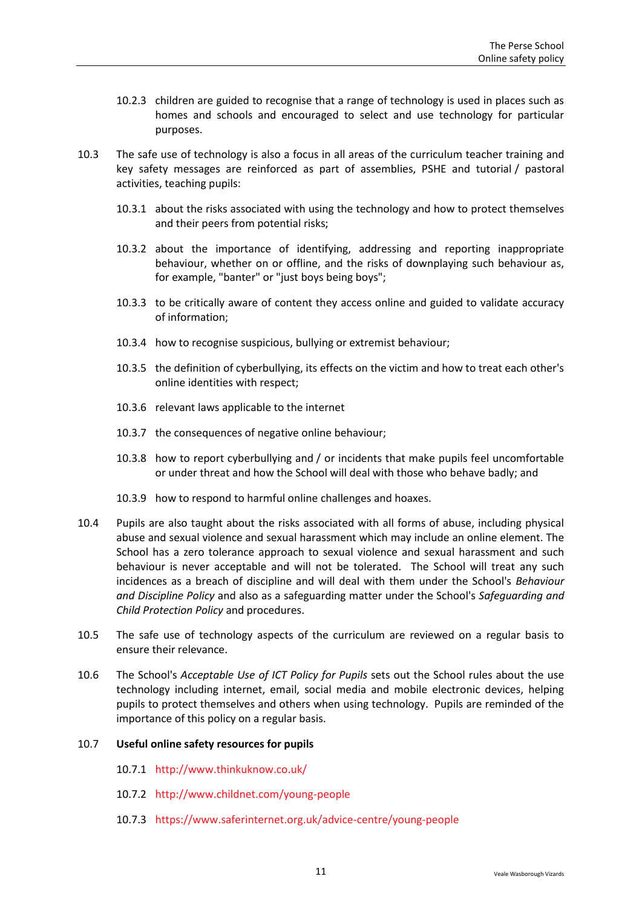10.2.3 children are guided to recognise that a range of technology is used in places such as homes and schools and encouraged to select and use technology for particular purposes.

10.3 The safe use of technology is also a focus in all areas of the curriculum teacher training and key safety messages are reinforced as part of assemblies, PSHE and tutorial / pastoral activities, teaching pupils:

10.3.1 about the risks associated with using the technology and how to protect themselves and their peers from potential risks;

10.3.2 about the importance of identifying, addressing and reporting inappropriate behaviour, whether on or offline, and the risks of downplaying such behaviour as, for example, "banter" or "just boys being boys";

10.3.3 to be critically aware of content they access online and guided to validate accuracy of information;

10.3.4 how to recognise suspicious, bullying or extremist behaviour;

10.3.5 the definition of cyberbullying, its effects on the victim and how to treat each other's online identities with respect;

10.3.6 relevant laws applicable to the internet

10.3.7 the consequences of negative online behaviour;

10.3.8 how to report cyberbullying and / or incidents that make pupils feel uncomfortable or under threat and how the School will deal with those who behave badly; and

10.3.9 how to respond to harmful online challenges and hoaxes.

10.4 Pupils are also taught about the risks associated with all forms of abuse, including physical abuse and sexual violence and sexual harassment which may include an online element. The School has a zero tolerance approach to sexual violence and sexual harassment and such behaviour is never acceptable and will not be tolerated. The School will treat any such incidences as a breach of discipline and will deal with them under the School's *Behaviour and Discipline Policy* and also as a safeguarding matter under the School's *Safeguarding and Child Protection Policy* and procedures.

10.5 The safe use of technology aspects of the curriculum are reviewed on a regular basis to ensure their relevance.

10.6 The School's *Acceptable Use of ICT Policy for Pupils* sets out the School rules about the use technology including internet, email, social media and mobile electronic devices, helping pupils to protect themselves and others when using technology. Pupils are reminded of the importance of this policy on a regular basis.

10.7 **Useful online safety resources for pupils**

10.7.1 http://www.thinkuknow.co.uk/

10.7.2 http://www.childnet.com/young-people

10.7.3 https://www.saferinternet.org.uk/advice-centre/young-people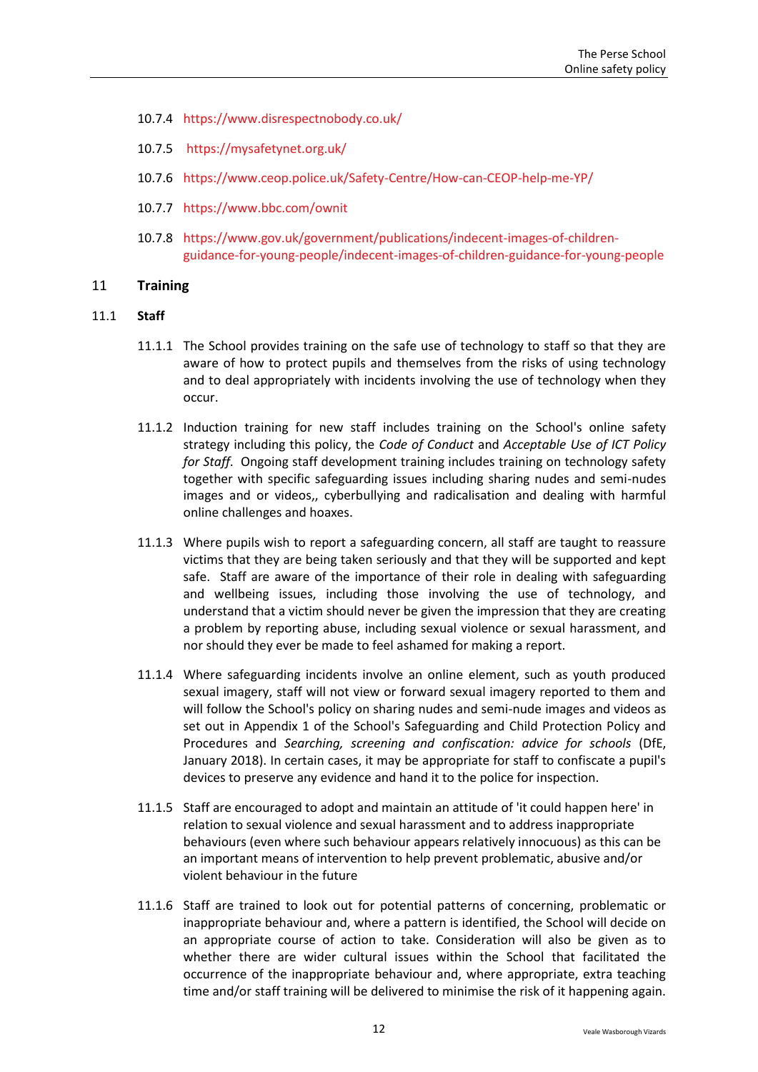10.7.4 https://www.disrespectnobody.co.uk/

10.7.5 https://mysafetynet.org.uk/

10.7.6 https://www.ceop.police.uk/Safety-Centre/How-can-CEOP-help-me-YP/

10.7.7 https://www.bbc.com/ownit

10.7.8 https://www.gov.uk/government/publications/indecent-images-of-children-guidance-for-young-people/indecent-images-of-children-guidance-for-young-people

## 11 Training

### 11.1 Staff

11.1.1 The School provides training on the safe use of technology to staff so that they are aware of how to protect pupils and themselves from the risks of using technology and to deal appropriately with incidents involving the use of technology when they occur.

11.1.2 Induction training for new staff includes training on the School's online safety strategy including this policy, the *Code of Conduct* and *Acceptable Use of ICT Policy for Staff*. Ongoing staff development training includes training on technology safety together with specific safeguarding issues including sharing nudes and semi-nudes images and or videos,, cyberbullying and radicalisation and dealing with harmful online challenges and hoaxes.

11.1.3 Where pupils wish to report a safeguarding concern, all staff are taught to reassure victims that they are being taken seriously and that they will be supported and kept safe. Staff are aware of the importance of their role in dealing with safeguarding and wellbeing issues, including those involving the use of technology, and understand that a victim should never be given the impression that they are creating a problem by reporting abuse, including sexual violence or sexual harassment, and nor should they ever be made to feel ashamed for making a report.

11.1.4 Where safeguarding incidents involve an online element, such as youth produced sexual imagery, staff will not view or forward sexual imagery reported to them and will follow the School's policy on sharing nudes and semi-nude images and videos as set out in Appendix 1 of the School's Safeguarding and Child Protection Policy and Procedures and *Searching, screening and confiscation: advice for schools* (DfE, January 2018). In certain cases, it may be appropriate for staff to confiscate a pupil's devices to preserve any evidence and hand it to the police for inspection.

11.1.5 Staff are encouraged to adopt and maintain an attitude of 'it could happen here' in relation to sexual violence and sexual harassment and to address inappropriate behaviours (even where such behaviour appears relatively innocuous) as this can be an important means of intervention to help prevent problematic, abusive and/or violent behaviour in the future

11.1.6 Staff are trained to look out for potential patterns of concerning, problematic or inappropriate behaviour and, where a pattern is identified, the School will decide on an appropriate course of action to take. Consideration will also be given as to whether there are wider cultural issues within the School that facilitated the occurrence of the inappropriate behaviour and, where appropriate, extra teaching time and/or staff training will be delivered to minimise the risk of it happening again.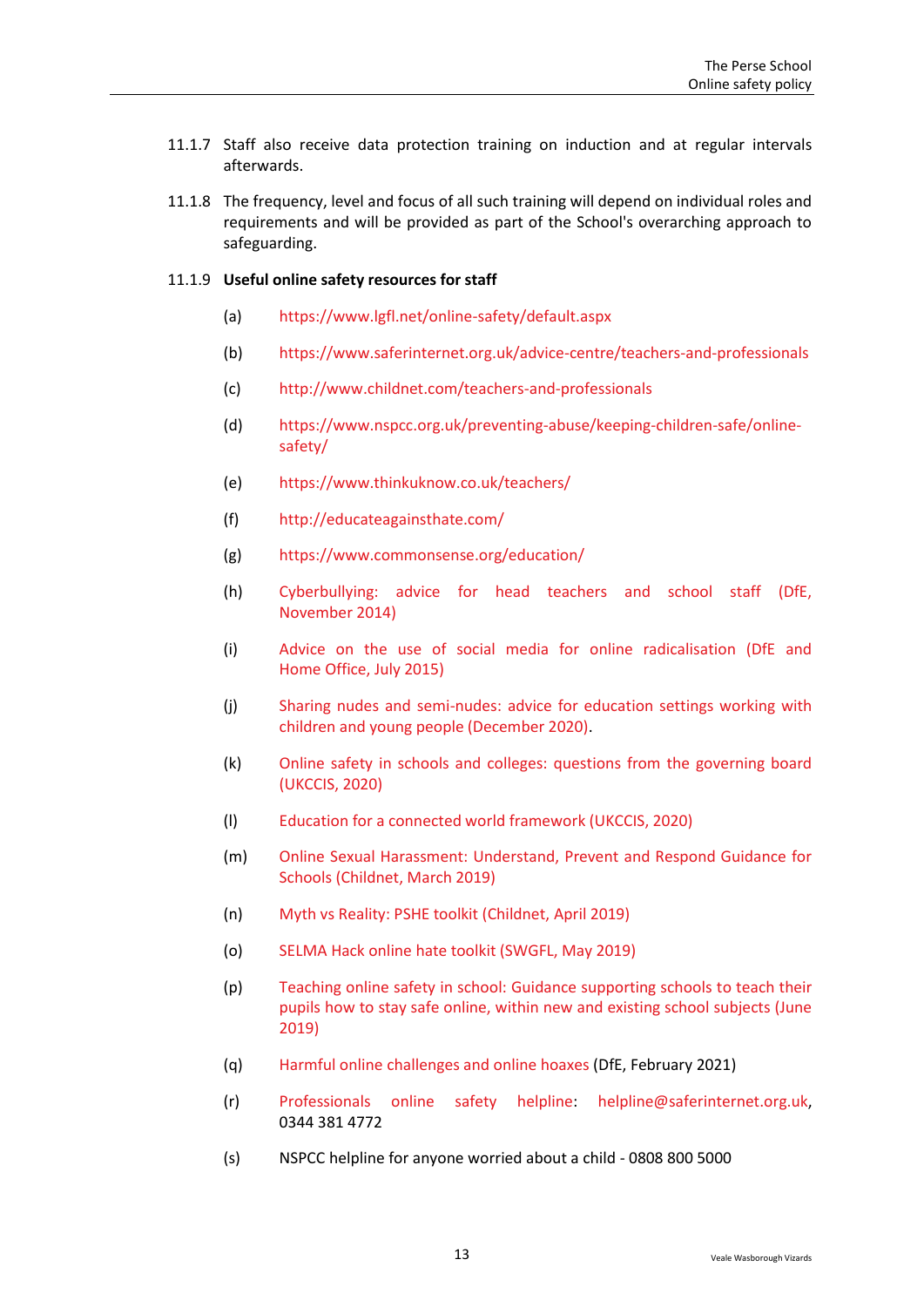11.1.7 Staff also receive data protection training on induction and at regular intervals afterwards.

11.1.8 The frequency, level and focus of all such training will depend on individual roles and requirements and will be provided as part of the School's overarching approach to safeguarding.

11.1.9 **Useful online safety resources for staff**

(a) https://www.lgfl.net/online-safety/default.aspx

(b) https://www.saferinternet.org.uk/advice-centre/teachers-and-professionals

(c) http://www.childnet.com/teachers-and-professionals

(d) https://www.nspcc.org.uk/preventing-abuse/keeping-children-safe/online-safety/

(e) https://www.thinkuknow.co.uk/teachers/

(f) http://educateagainsthate.com/

(g) https://www.commonsense.org/education/

(h) Cyberbullying: advice for head teachers and school staff (DfE, November 2014)

(i) Advice on the use of social media for online radicalisation (DfE and Home Office, July 2015)

(j) Sharing nudes and semi-nudes: advice for education settings working with children and young people (December 2020).

(k) Online safety in schools and colleges: questions from the governing board (UKCCIS, 2020)

(l) Education for a connected world framework (UKCCIS, 2020)

(m) Online Sexual Harassment: Understand, Prevent and Respond Guidance for Schools (Childnet, March 2019)

(n) Myth vs Reality: PSHE toolkit (Childnet, April 2019)

(o) SELMA Hack online hate toolkit (SWGFL, May 2019)

(p) Teaching online safety in school: Guidance supporting schools to teach their pupils how to stay safe online, within new and existing school subjects (June 2019)

(q) Harmful online challenges and online hoaxes (DfE, February 2021)

(r) Professionals online safety helpline: helpline@saferinternet.org.uk, 0344 381 4772

(s) NSPCC helpline for anyone worried about a child - 0808 800 5000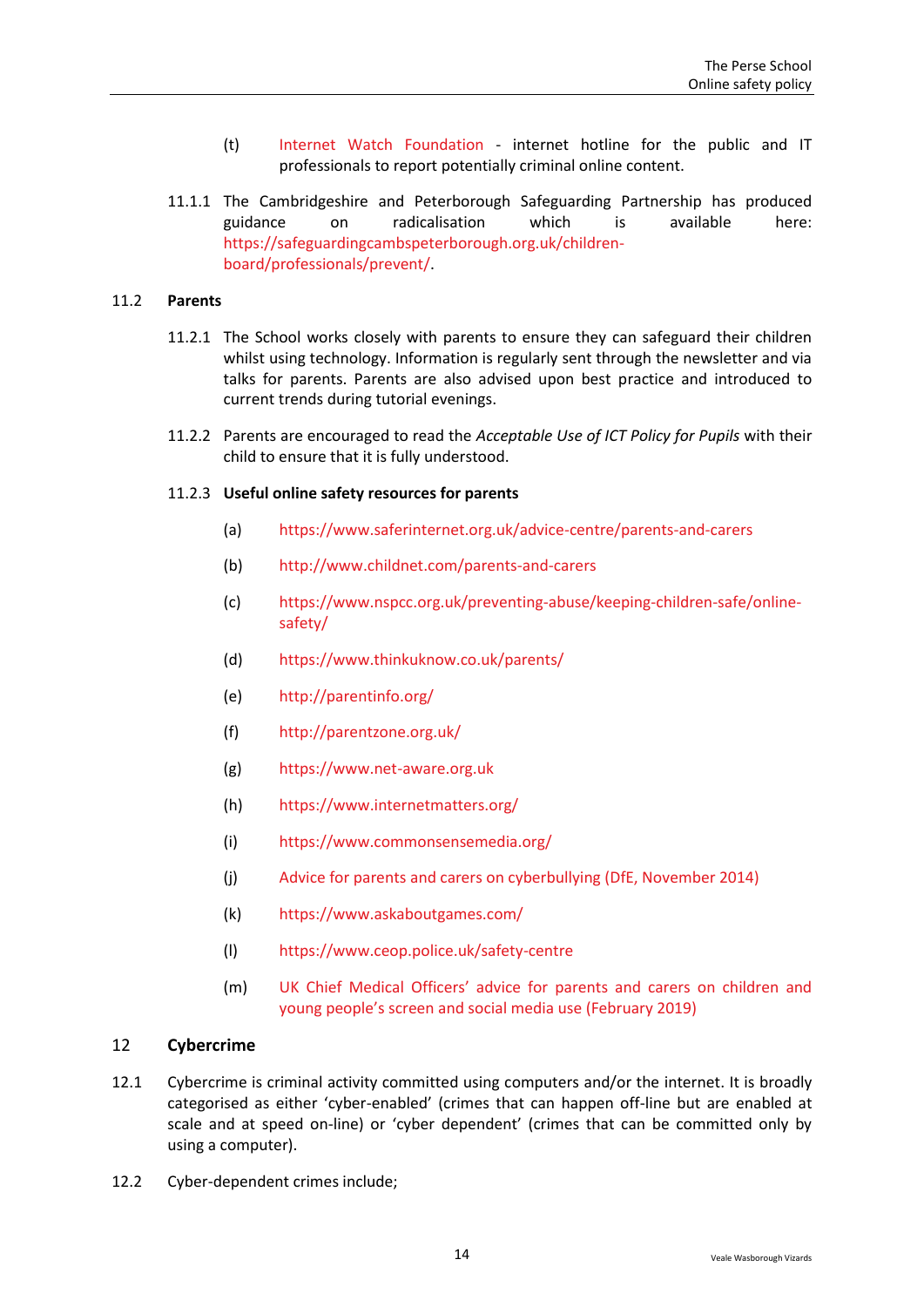(t) Internet Watch Foundation - internet hotline for the public and IT professionals to report potentially criminal online content.

11.1.1 The Cambridgeshire and Peterborough Safeguarding Partnership has produced guidance on radicalisation which is available here: https://safeguardingcambspeterborough.org.uk/children-board/professionals/prevent/.

## 11.2 Parents

11.2.1 The School works closely with parents to ensure they can safeguard their children whilst using technology. Information is regularly sent through the newsletter and via talks for parents. Parents are also advised upon best practice and introduced to current trends during tutorial evenings.

11.2.2 Parents are encouraged to read the *Acceptable Use of ICT Policy for Pupils* with their child to ensure that it is fully understood.

### 11.2.3 Useful online safety resources for parents

(a) https://www.saferinternet.org.uk/advice-centre/parents-and-carers

(b) http://www.childnet.com/parents-and-carers

(c) https://www.nspcc.org.uk/preventing-abuse/keeping-children-safe/online-safety/

(d) https://www.thinkuknow.co.uk/parents/

(e) http://parentinfo.org/

(f) http://parentzone.org.uk/

(g) https://www.net-aware.org.uk

(h) https://www.internetmatters.org/

(i) https://www.commonsensemedia.org/

(j) Advice for parents and carers on cyberbullying (DfE, November 2014)

(k) https://www.askaboutgames.com/

(l) https://www.ceop.police.uk/safety-centre

(m) UK Chief Medical Officers' advice for parents and carers on children and young people's screen and social media use (February 2019)

# 12 Cybercrime

12.1 Cybercrime is criminal activity committed using computers and/or the internet. It is broadly categorised as either 'cyber-enabled' (crimes that can happen off-line but are enabled at scale and at speed on-line) or 'cyber dependent' (crimes that can be committed only by using a computer).

12.2 Cyber-dependent crimes include;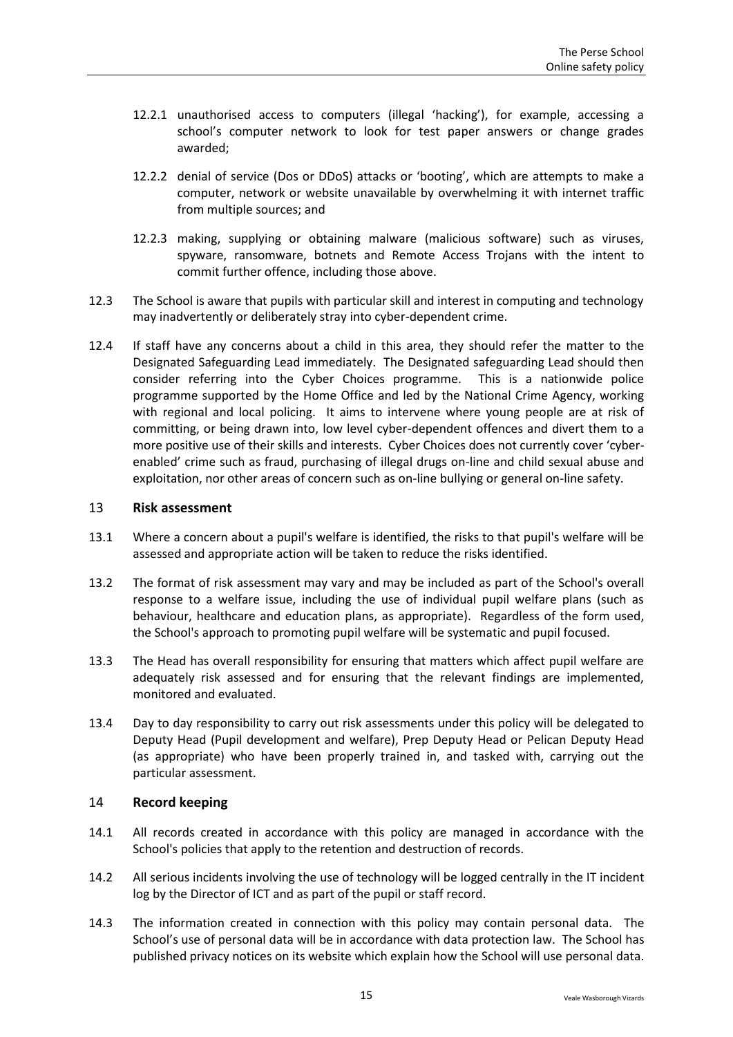12.2.1 unauthorised access to computers (illegal 'hacking'), for example, accessing a school's computer network to look for test paper answers or change grades awarded;

12.2.2 denial of service (Dos or DDoS) attacks or 'booting', which are attempts to make a computer, network or website unavailable by overwhelming it with internet traffic from multiple sources; and

12.2.3 making, supplying or obtaining malware (malicious software) such as viruses, spyware, ransomware, botnets and Remote Access Trojans with the intent to commit further offence, including those above.

12.3 The School is aware that pupils with particular skill and interest in computing and technology may inadvertently or deliberately stray into cyber-dependent crime.

12.4 If staff have any concerns about a child in this area, they should refer the matter to the Designated Safeguarding Lead immediately. The Designated safeguarding Lead should then consider referring into the Cyber Choices programme. This is a nationwide police programme supported by the Home Office and led by the National Crime Agency, working with regional and local policing. It aims to intervene where young people are at risk of committing, or being drawn into, low level cyber-dependent offences and divert them to a more positive use of their skills and interests. Cyber Choices does not currently cover 'cyber-enabled' crime such as fraud, purchasing of illegal drugs on-line and child sexual abuse and exploitation, nor other areas of concern such as on-line bullying or general on-line safety.

## 13 Risk assessment

13.1 Where a concern about a pupil's welfare is identified, the risks to that pupil's welfare will be assessed and appropriate action will be taken to reduce the risks identified.

13.2 The format of risk assessment may vary and may be included as part of the School's overall response to a welfare issue, including the use of individual pupil welfare plans (such as behaviour, healthcare and education plans, as appropriate). Regardless of the form used, the School's approach to promoting pupil welfare will be systematic and pupil focused.

13.3 The Head has overall responsibility for ensuring that matters which affect pupil welfare are adequately risk assessed and for ensuring that the relevant findings are implemented, monitored and evaluated.

13.4 Day to day responsibility to carry out risk assessments under this policy will be delegated to Deputy Head (Pupil development and welfare), Prep Deputy Head or Pelican Deputy Head (as appropriate) who have been properly trained in, and tasked with, carrying out the particular assessment.

## 14 Record keeping

14.1 All records created in accordance with this policy are managed in accordance with the School's policies that apply to the retention and destruction of records.

14.2 All serious incidents involving the use of technology will be logged centrally in the IT incident log by the Director of ICT and as part of the pupil or staff record.

14.3 The information created in connection with this policy may contain personal data. The School's use of personal data will be in accordance with data protection law. The School has published privacy notices on its website which explain how the School will use personal data.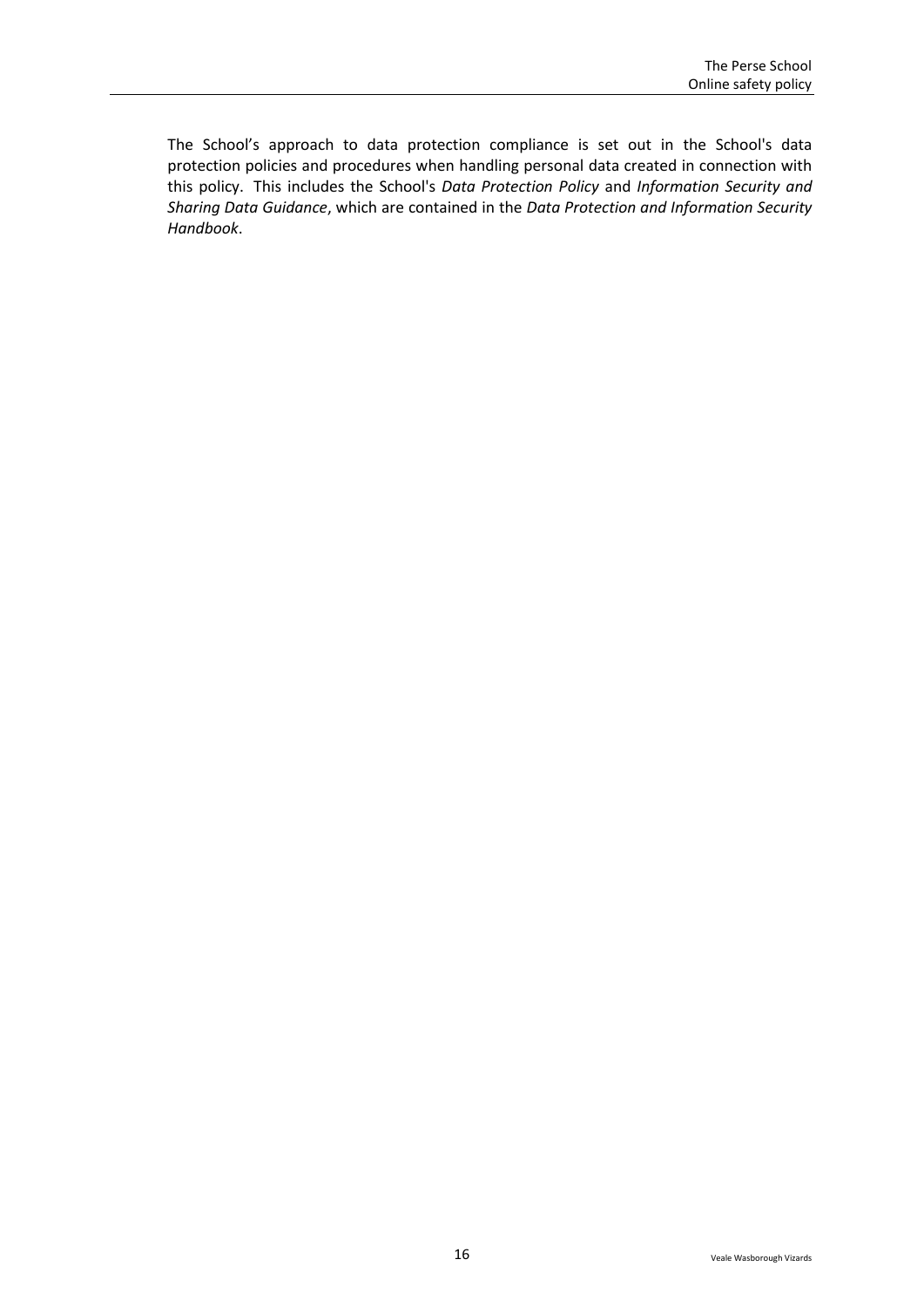The School's approach to data protection compliance is set out in the School's data protection policies and procedures when handling personal data created in connection with this policy. This includes the School's *Data Protection Policy* and *Information Security and Sharing Data Guidance*, which are contained in the *Data Protection and Information Security Handbook*.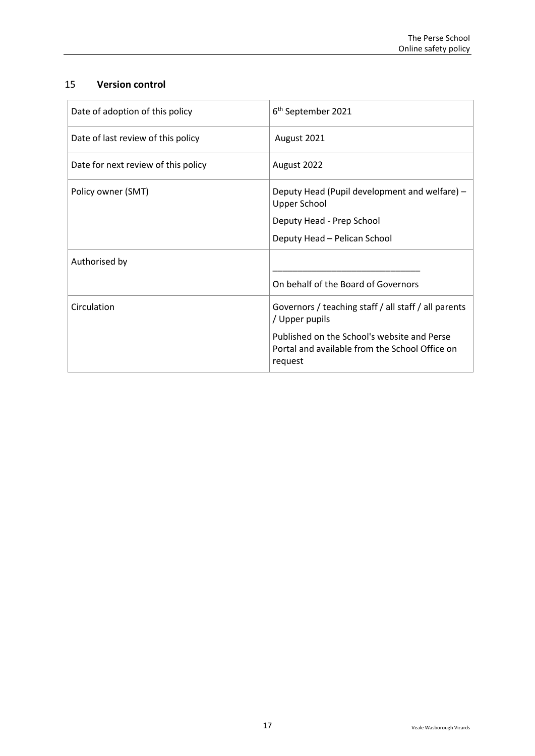## 15 **Version control**

| | |
|---|---|
| Date of adoption of this policy | 6th September 2021 |
| Date of last review of this policy | August 2021 |
| Date for next review of this policy | August 2022 |
| Policy owner (SMT) | Deputy Head (Pupil development and welfare) – Upper School<br>Deputy Head - Prep School<br>Deputy Head – Pelican School |
| Authorised by | ______________________________<br>On behalf of the Board of Governors |
| Circulation | Governors / teaching staff / all staff / all parents / Upper pupils<br>Published on the School's website and Perse Portal and available from the School Office on request |